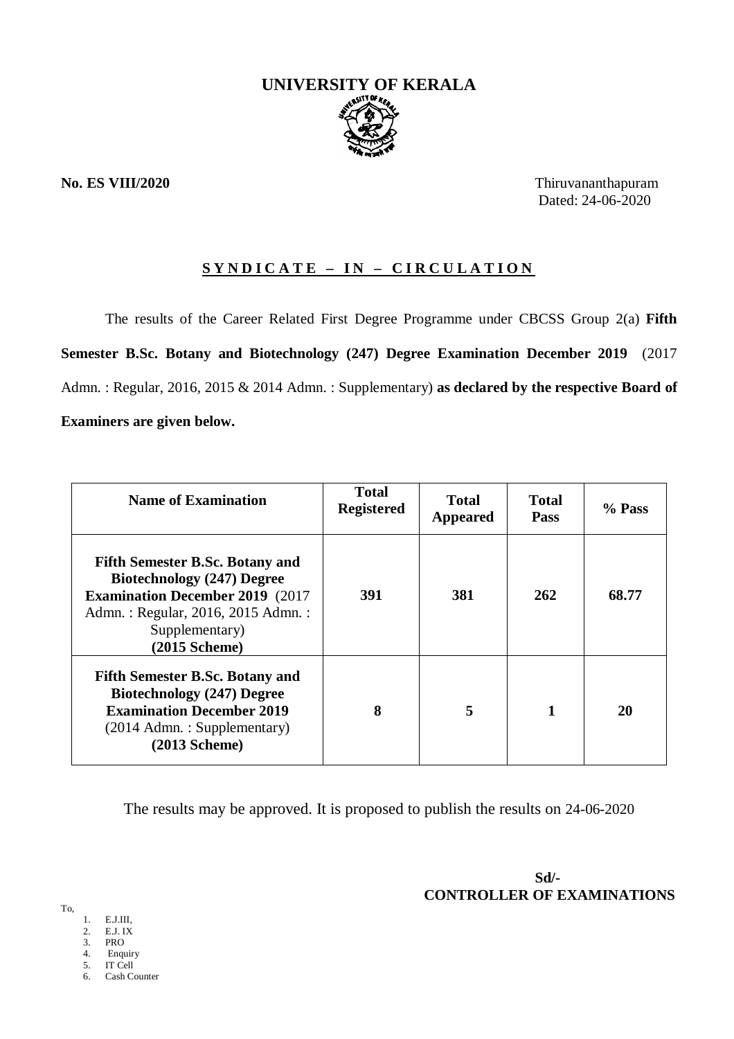# UNIVERSITY OF KERALA

**No. ES VIII/2020**

Thiruvananthapuram
Dated: 24-06-2020

## S Y N D I C A T E – I N – C I R C U L A T I O N

The results of the Career Related First Degree Programme under CBCSS Group 2(a) **Fifth Semester B.Sc. Botany and Biotechnology (247) Degree Examination December 2019** (2017 Admn. : Regular, 2016, 2015 & 2014 Admn. : Supplementary) **as declared by the respective Board of Examiners are given below.**

| Name of Examination | Total Registered | Total Appeared | Total Pass | % Pass |
|---|---|---|---|---|
| **Fifth Semester B.Sc. Botany and Biotechnology (247) Degree Examination December 2019** (2017 Admn. : Regular, 2016, 2015 Admn. : Supplementary) **(2015 Scheme)** | **391** | **381** | **262** | **68.77** |
| **Fifth Semester B.Sc. Botany and Biotechnology (247) Degree Examination December 2019** (2014 Admn. : Supplementary) **(2013 Scheme)** | **8** | **5** | **1** | **20** |

The results may be approved. It is proposed to publish the results on 24-06-2020

**Sd/-**
**CONTROLLER OF EXAMINATIONS**

To,

1. E.J.III,
2. E.J. IX
3. PRO
4. Enquiry
5. IT Cell
6. Cash Counter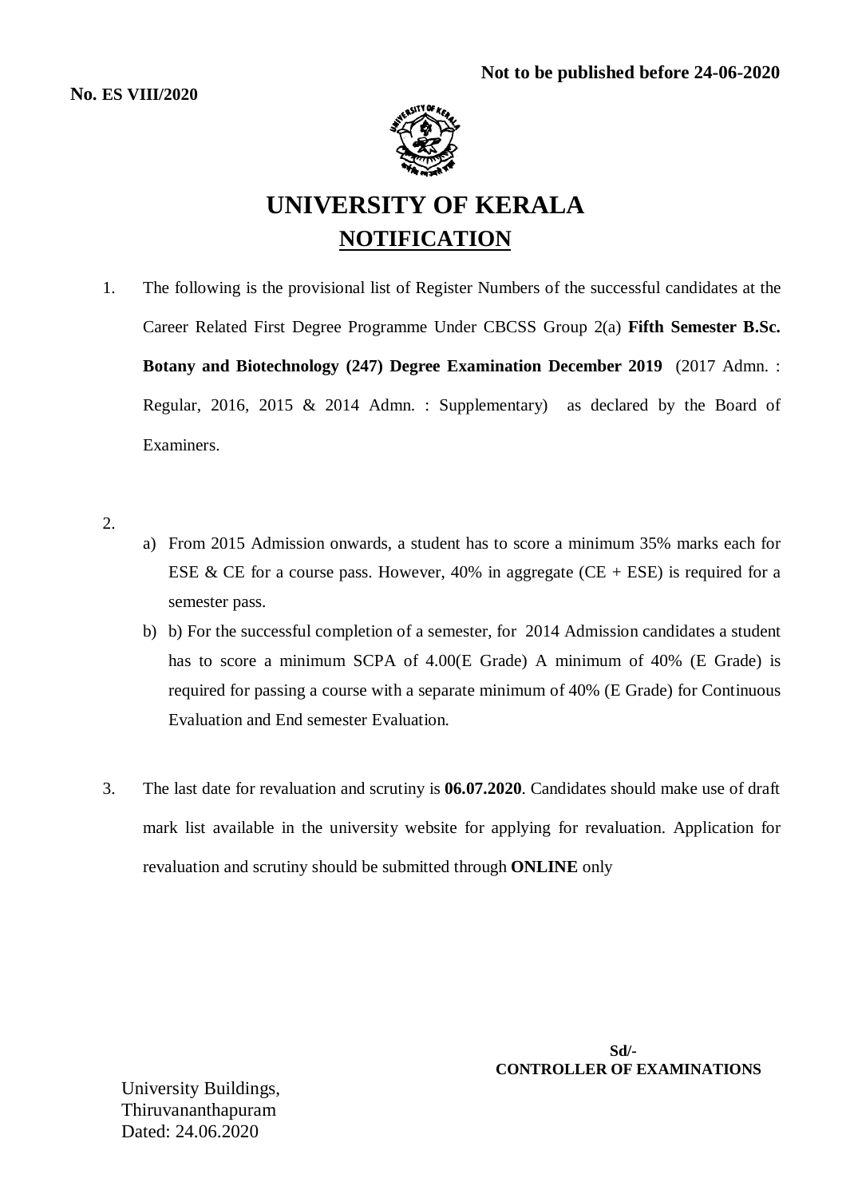**Not to be published before 24-06-2020**

**No. ES VIII/2020**

# UNIVERSITY OF KERALA

## NOTIFICATION

1. The following is the provisional list of Register Numbers of the successful candidates at the Career Related First Degree Programme Under CBCSS Group 2(a) **Fifth Semester B.Sc. Botany and Biotechnology (247) Degree Examination December 2019** (2017 Admn. : Regular, 2016, 2015 & 2014 Admn. : Supplementary) as declared by the Board of Examiners.

2.
   a) From 2015 Admission onwards, a student has to score a minimum 35% marks each for ESE & CE for a course pass. However, 40% in aggregate (CE + ESE) is required for a semester pass.
   b) b) For the successful completion of a semester, for 2014 Admission candidates a student has to score a minimum SCPA of 4.00(E Grade) A minimum of 40% (E Grade) is required for passing a course with a separate minimum of 40% (E Grade) for Continuous Evaluation and End semester Evaluation.

3. The last date for revaluation and scrutiny is **06.07.2020**. Candidates should make use of draft mark list available in the university website for applying for revaluation. Application for revaluation and scrutiny should be submitted through **ONLINE** only

**Sd/-**
**CONTROLLER OF EXAMINATIONS**

University Buildings,
Thiruvananthapuram
Dated: 24.06.2020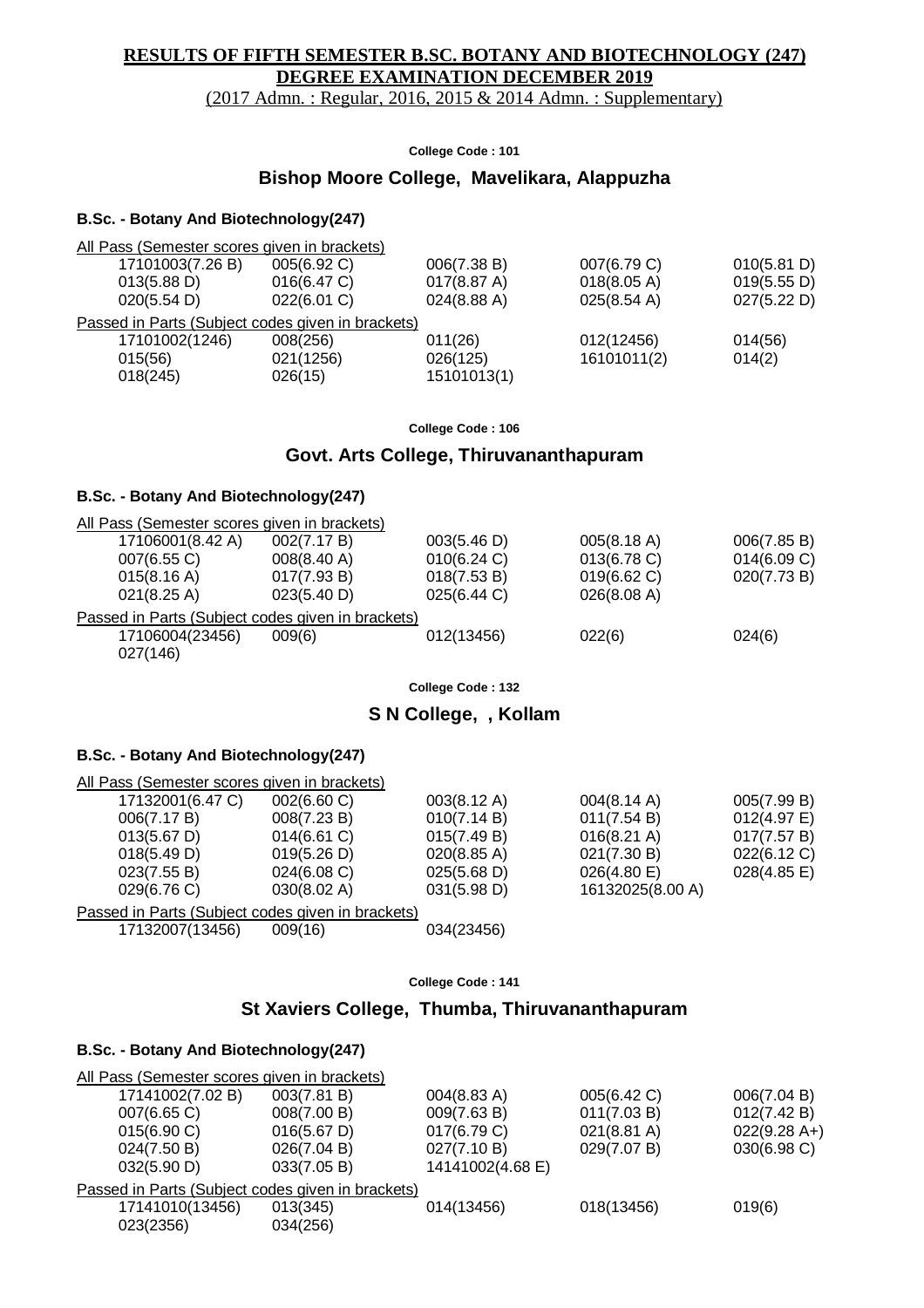**RESULTS OF FIFTH SEMESTER B.SC. BOTANY AND BIOTECHNOLOGY (247) DEGREE EXAMINATION DECEMBER 2019**

(2017 Admn. : Regular, 2016, 2015 & 2014 Admn. : Supplementary)

**College Code : 101**

## Bishop Moore College, Mavelikara, Alappuzha

### B.Sc. - Botany And Biotechnology(247)

All Pass (Semester scores given in brackets)

| | | | | |
|---|---|---|---|---|
| 17101003(7.26 B) | 005(6.92 C) | 006(7.38 B) | 007(6.79 C) | 010(5.81 D) |
| 013(5.88 D) | 016(6.47 C) | 017(8.87 A) | 018(8.05 A) | 019(5.55 D) |
| 020(5.54 D) | 022(6.01 C) | 024(8.88 A) | 025(8.54 A) | 027(5.22 D) |

Passed in Parts (Subject codes given in brackets)

| | | | | |
|---|---|---|---|---|
| 17101002(1246) | 008(256) | 011(26) | 012(12456) | 014(56) |
| 015(56) | 021(1256) | 026(125) | 16101011(2) | 014(2) |
| 018(245) | 026(15) | 15101013(1) | | |

**College Code : 106**

## Govt. Arts College, Thiruvananthapuram

### B.Sc. - Botany And Biotechnology(247)

All Pass (Semester scores given in brackets)

| | | | | |
|---|---|---|---|---|
| 17106001(8.42 A) | 002(7.17 B) | 003(5.46 D) | 005(8.18 A) | 006(7.85 B) |
| 007(6.55 C) | 008(8.40 A) | 010(6.24 C) | 013(6.78 C) | 014(6.09 C) |
| 015(8.16 A) | 017(7.93 B) | 018(7.53 B) | 019(6.62 C) | 020(7.73 B) |
| 021(8.25 A) | 023(5.40 D) | 025(6.44 C) | 026(8.08 A) | |

Passed in Parts (Subject codes given in brackets)

| | | | | |
|---|---|---|---|---|
| 17106004(23456) | 009(6) | 012(13456) | 022(6) | 024(6) |
| 027(146) | | | | |

**College Code : 132**

## S N College, , Kollam

### B.Sc. - Botany And Biotechnology(247)

All Pass (Semester scores given in brackets)

| | | | | |
|---|---|---|---|---|
| 17132001(6.47 C) | 002(6.60 C) | 003(8.12 A) | 004(8.14 A) | 005(7.99 B) |
| 006(7.17 B) | 008(7.23 B) | 010(7.14 B) | 011(7.54 B) | 012(4.97 E) |
| 013(5.67 D) | 014(6.61 C) | 015(7.49 B) | 016(8.21 A) | 017(7.57 B) |
| 018(5.49 D) | 019(5.26 D) | 020(8.85 A) | 021(7.30 B) | 022(6.12 C) |
| 023(7.55 B) | 024(6.08 C) | 025(5.68 D) | 026(4.80 E) | 028(4.85 E) |
| 029(6.76 C) | 030(8.02 A) | 031(5.98 D) | 16132025(8.00 A) | |

Passed in Parts (Subject codes given in brackets)

| | | |
|---|---|---|
| 17132007(13456) | 009(16) | 034(23456) |

**College Code : 141**

## St Xaviers College, Thumba, Thiruvananthapuram

### B.Sc. - Botany And Biotechnology(247)

All Pass (Semester scores given in brackets)

| | | | | |
|---|---|---|---|---|
| 17141002(7.02 B) | 003(7.81 B) | 004(8.83 A) | 005(6.42 C) | 006(7.04 B) |
| 007(6.65 C) | 008(7.00 B) | 009(7.63 B) | 011(7.03 B) | 012(7.42 B) |
| 015(6.90 C) | 016(5.67 D) | 017(6.79 C) | 021(8.81 A) | 022(9.28 A+) |
| 024(7.50 B) | 026(7.04 B) | 027(7.10 B) | 029(7.07 B) | 030(6.98 C) |
| 032(5.90 D) | 033(7.05 B) | 14141002(4.68 E) | | |

Passed in Parts (Subject codes given in brackets)

| | | | | |
|---|---|---|---|---|
| 17141010(13456) | 013(345) | 014(13456) | 018(13456) | 019(6) |
| 023(2356) | 034(256) | | | |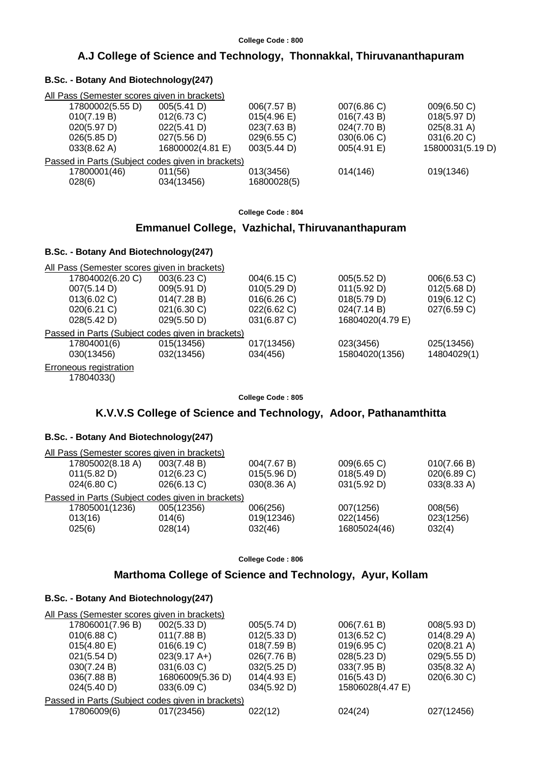College Code : 800

## A.J College of Science and Technology, Thonnakkal, Thiruvananthapuram

### B.Sc. - Botany And Biotechnology(247)

All Pass (Semester scores given in brackets)

| | | | | |
|---|---|---|---|---|
| 17800002(5.55 D) | 005(5.41 D) | 006(7.57 B) | 007(6.86 C) | 009(6.50 C) |
| 010(7.19 B) | 012(6.73 C) | 015(4.96 E) | 016(7.43 B) | 018(5.97 D) |
| 020(5.97 D) | 022(5.41 D) | 023(7.63 B) | 024(7.70 B) | 025(8.31 A) |
| 026(5.85 D) | 027(5.56 D) | 029(6.55 C) | 030(6.06 C) | 031(6.20 C) |
| 033(8.62 A) | 16800002(4.81 E) | 003(5.44 D) | 005(4.91 E) | 15800031(5.19 D) |

Passed in Parts (Subject codes given in brackets)

| | | | | |
|---|---|---|---|---|
| 17800001(46) | 011(56) | 013(3456) | 014(146) | 019(1346) |
| 028(6) | 034(13456) | 16800028(5) | | |

College Code : 804

## Emmanuel College, Vazhichal, Thiruvananthapuram

### B.Sc. - Botany And Biotechnology(247)

All Pass (Semester scores given in brackets)

| | | | | |
|---|---|---|---|---|
| 17804002(6.20 C) | 003(6.23 C) | 004(6.15 C) | 005(5.52 D) | 006(6.53 C) |
| 007(5.14 D) | 009(5.91 D) | 010(5.29 D) | 011(5.92 D) | 012(5.68 D) |
| 013(6.02 C) | 014(7.28 B) | 016(6.26 C) | 018(5.79 D) | 019(6.12 C) |
| 020(6.21 C) | 021(6.30 C) | 022(6.62 C) | 024(7.14 B) | 027(6.59 C) |
| 028(5.42 D) | 029(5.50 D) | 031(6.87 C) | 16804020(4.79 E) | |

Passed in Parts (Subject codes given in brackets)

| | | | | |
|---|---|---|---|---|
| 17804001(6) | 015(13456) | 017(13456) | 023(3456) | 025(13456) |
| 030(13456) | 032(13456) | 034(456) | 15804020(1356) | 14804029(1) |

Erroneous registration

17804033()

College Code : 805

## K.V.V.S College of Science and Technology, Adoor, Pathanamthitta

### B.Sc. - Botany And Biotechnology(247)

All Pass (Semester scores given in brackets)

| | | | | |
|---|---|---|---|---|
| 17805002(8.18 A) | 003(7.48 B) | 004(7.67 B) | 009(6.65 C) | 010(7.66 B) |
| 011(5.82 D) | 012(6.23 C) | 015(5.96 D) | 018(5.49 D) | 020(6.89 C) |
| 024(6.80 C) | 026(6.13 C) | 030(8.36 A) | 031(5.92 D) | 033(8.33 A) |

Passed in Parts (Subject codes given in brackets)

| | | | | |
|---|---|---|---|---|
| 17805001(1236) | 005(12356) | 006(256) | 007(1256) | 008(56) |
| 013(16) | 014(6) | 019(12346) | 022(1456) | 023(1256) |
| 025(6) | 028(14) | 032(46) | 16805024(46) | 032(4) |

College Code : 806

## Marthoma College of Science and Technology, Ayur, Kollam

### B.Sc. - Botany And Biotechnology(247)

All Pass (Semester scores given in brackets)

| | | | | |
|---|---|---|---|---|
| 17806001(7.96 B) | 002(5.33 D) | 005(5.74 D) | 006(7.61 B) | 008(5.93 D) |
| 010(6.88 C) | 011(7.88 B) | 012(5.33 D) | 013(6.52 C) | 014(8.29 A) |
| 015(4.80 E) | 016(6.19 C) | 018(7.59 B) | 019(6.95 C) | 020(8.21 A) |
| 021(5.54 D) | 023(9.17 A+) | 026(7.76 B) | 028(5.23 D) | 029(5.55 D) |
| 030(7.24 B) | 031(6.03 C) | 032(5.25 D) | 033(7.95 B) | 035(8.32 A) |
| 036(7.88 B) | 16806009(5.36 D) | 014(4.93 E) | 016(5.43 D) | 020(6.30 C) |
| 024(5.40 D) | 033(6.09 C) | 034(5.92 D) | 15806028(4.47 E) | |

Passed in Parts (Subject codes given in brackets)

| | | | | |
|---|---|---|---|---|
| 17806009(6) | 017(23456) | 022(12) | 024(24) | 027(12456) |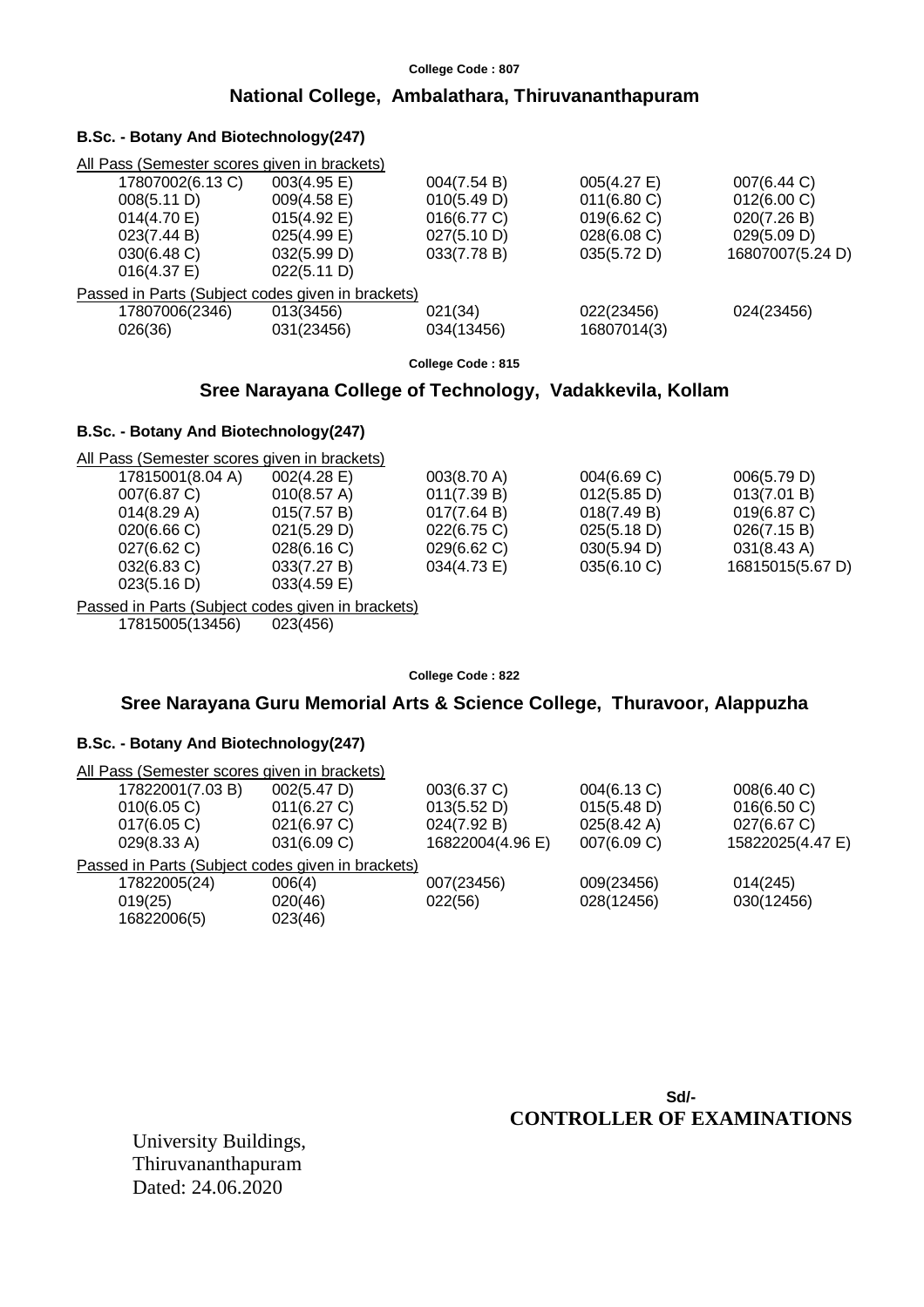College Code : 807

## National College, Ambalathara, Thiruvananthapuram

### B.Sc. - Botany And Biotechnology(247)

All Pass (Semester scores given in brackets)

| | | | | |
|---|---|---|---|---|
| 17807002(6.13 C) | 003(4.95 E) | 004(7.54 B) | 005(4.27 E) | 007(6.44 C) |
| 008(5.11 D) | 009(4.58 E) | 010(5.49 D) | 011(6.80 C) | 012(6.00 C) |
| 014(4.70 E) | 015(4.92 E) | 016(6.77 C) | 019(6.62 C) | 020(7.26 B) |
| 023(7.44 B) | 025(4.99 E) | 027(5.10 D) | 028(6.08 C) | 029(5.09 D) |
| 030(6.48 C) | 032(5.99 D) | 033(7.78 B) | 035(5.72 D) | 16807007(5.24 D) |
| 016(4.37 E) | 022(5.11 D) | | | |

Passed in Parts (Subject codes given in brackets)

| | | | | |
|---|---|---|---|---|
| 17807006(2346) | 013(3456) | 021(34) | 022(23456) | 024(23456) |
| 026(36) | 031(23456) | 034(13456) | 16807014(3) | |

College Code : 815

## Sree Narayana College of Technology, Vadakkevila, Kollam

### B.Sc. - Botany And Biotechnology(247)

All Pass (Semester scores given in brackets)

| | | | | |
|---|---|---|---|---|
| 17815001(8.04 A) | 002(4.28 E) | 003(8.70 A) | 004(6.69 C) | 006(5.79 D) |
| 007(6.87 C) | 010(8.57 A) | 011(7.39 B) | 012(5.85 D) | 013(7.01 B) |
| 014(8.29 A) | 015(7.57 B) | 017(7.64 B) | 018(7.49 B) | 019(6.87 C) |
| 020(6.66 C) | 021(5.29 D) | 022(6.75 C) | 025(5.18 D) | 026(7.15 B) |
| 027(6.62 C) | 028(6.16 C) | 029(6.62 C) | 030(5.94 D) | 031(8.43 A) |
| 032(6.83 C) | 033(7.27 B) | 034(4.73 E) | 035(6.10 C) | 16815015(5.67 D) |
| 023(5.16 D) | 033(4.59 E) | | | |

Passed in Parts (Subject codes given in brackets)

| | |
|---|---|
| 17815005(13456) | 023(456) |

College Code : 822

## Sree Narayana Guru Memorial Arts & Science College, Thuravoor, Alappuzha

### B.Sc. - Botany And Biotechnology(247)

All Pass (Semester scores given in brackets)

| | | | | |
|---|---|---|---|---|
| 17822001(7.03 B) | 002(5.47 D) | 003(6.37 C) | 004(6.13 C) | 008(6.40 C) |
| 010(6.05 C) | 011(6.27 C) | 013(5.52 D) | 015(5.48 D) | 016(6.50 C) |
| 017(6.05 C) | 021(6.97 C) | 024(7.92 B) | 025(8.42 A) | 027(6.67 C) |
| 029(8.33 A) | 031(6.09 C) | 16822004(4.96 E) | 007(6.09 C) | 15822025(4.47 E) |

Passed in Parts (Subject codes given in brackets)

| | | | | |
|---|---|---|---|---|
| 17822005(24) | 006(4) | 007(23456) | 009(23456) | 014(245) |
| 019(25) | 020(46) | 022(56) | 028(12456) | 030(12456) |
| 16822006(5) | 023(46) | | | |

Sd/-

**CONTROLLER OF EXAMINATIONS**

University Buildings,
Thiruvananthapuram
Dated: 24.06.2020